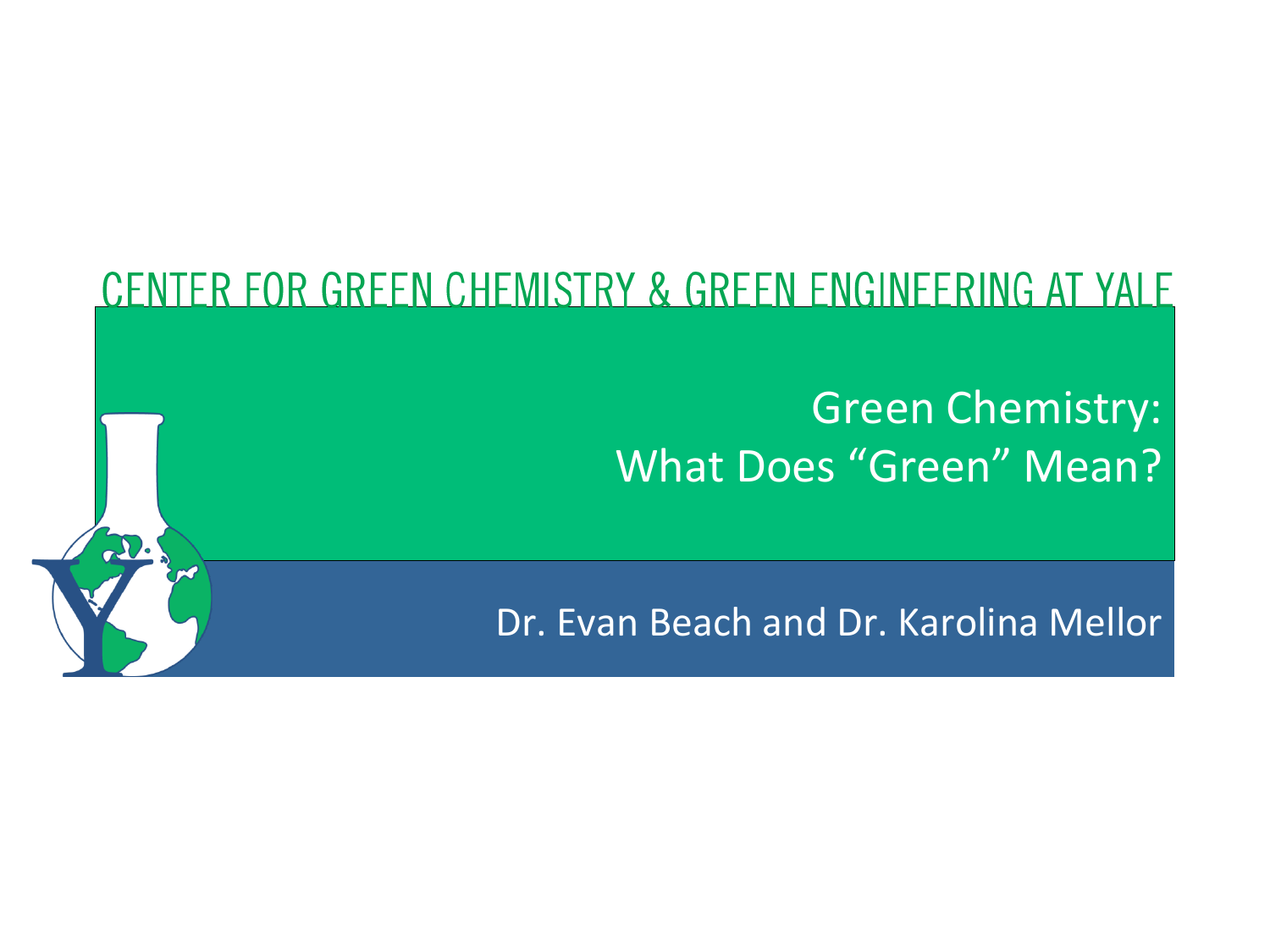CENTER FOR GREEN CHEMISTRY & GREEN ENGINEERING AT YALE

# Green Chemistry: What Does "Green" Mean?

Dr. Evan Beach and Dr. Karolina Mellor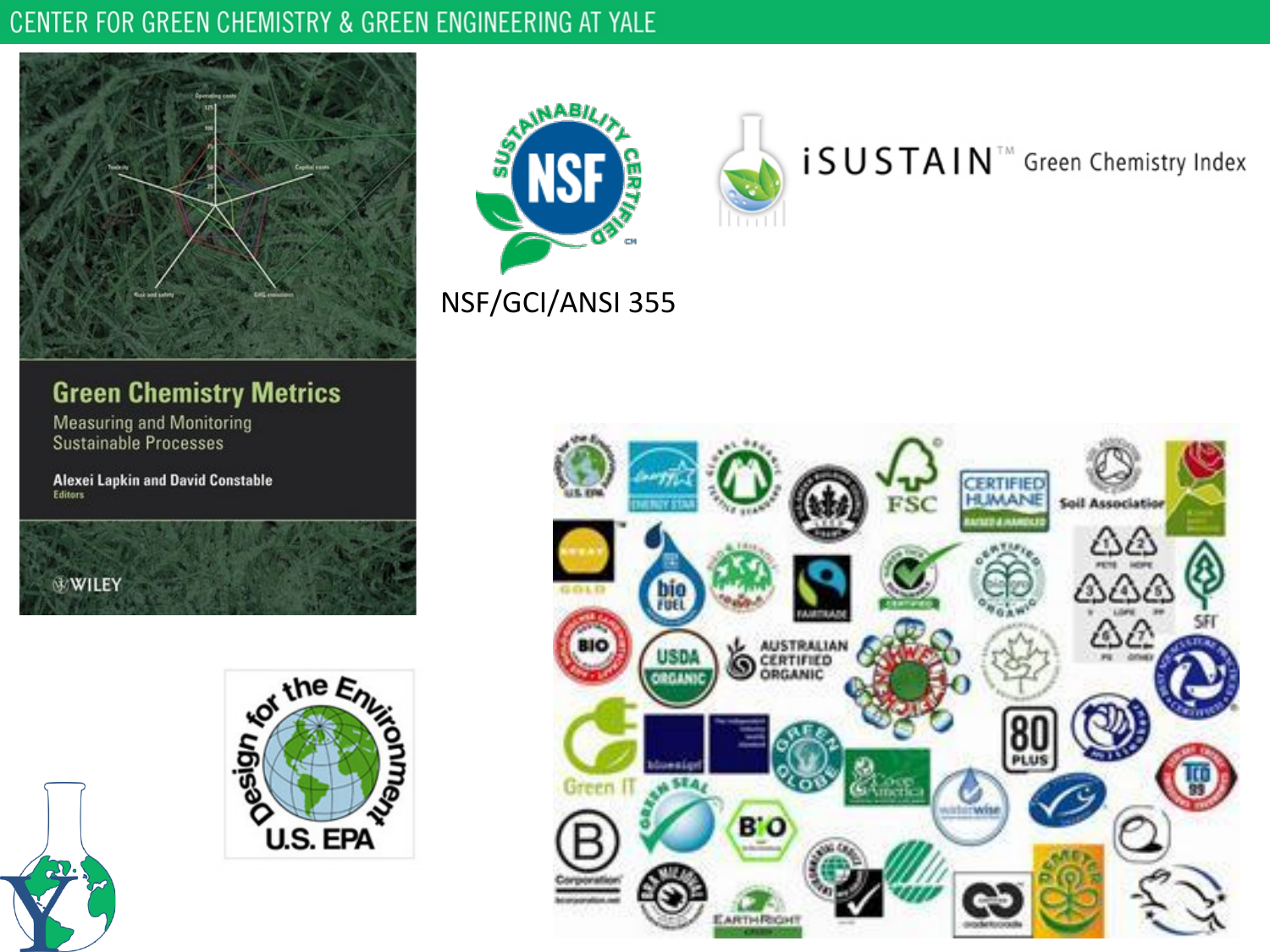Green Chemistry Metrics

Measuring and Monitoring Sustainable Processes

Alexei Lapkin and David Constable

Editors

WILEY

NSF/GCI/ANSI 355

iSUSTAIN™ Green Chemistry Index

Design for the Environment U.S. EPA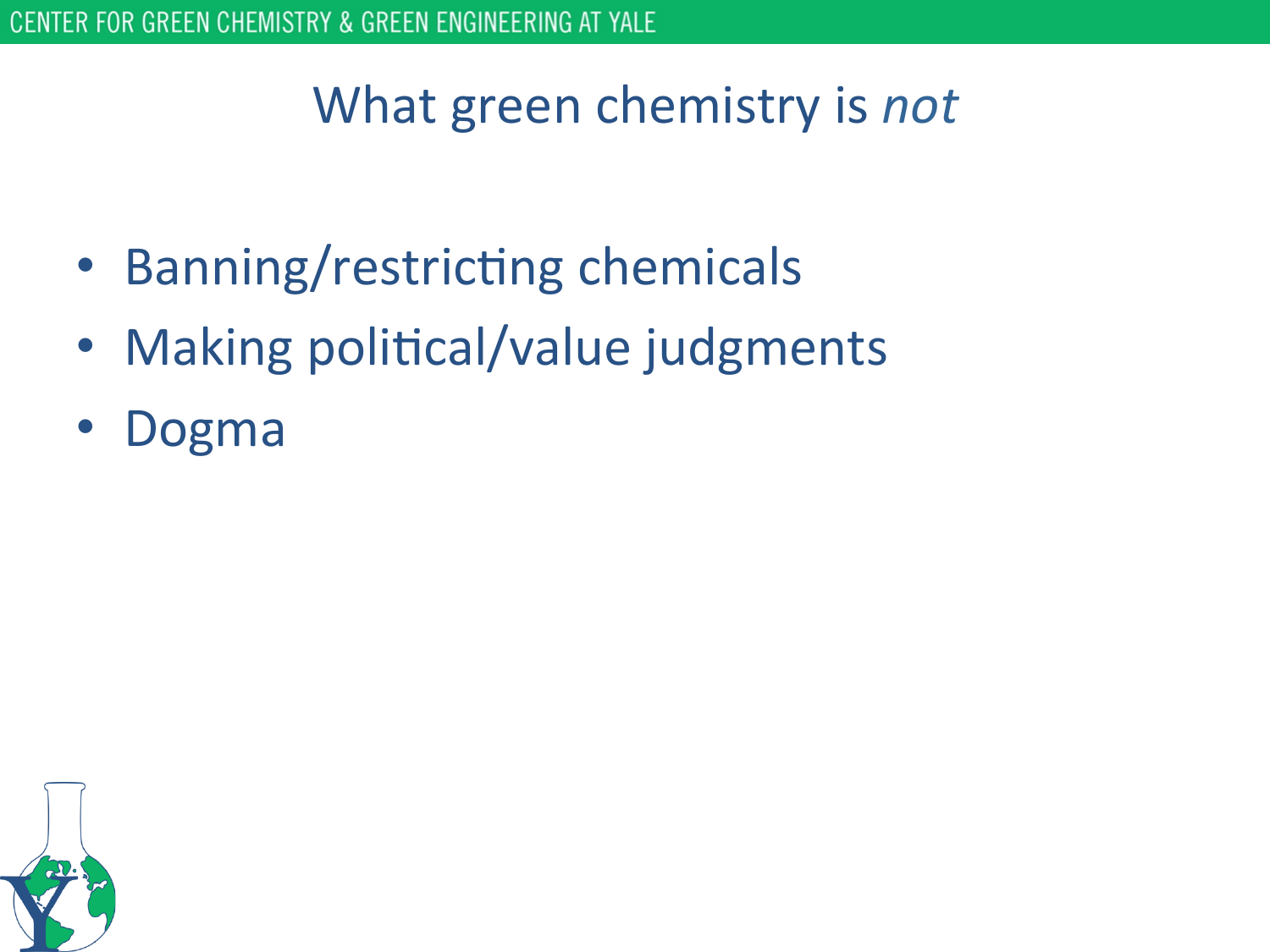# What green chemistry is *not*

- Banning/restricting chemicals
- Making political/value judgments
- Dogma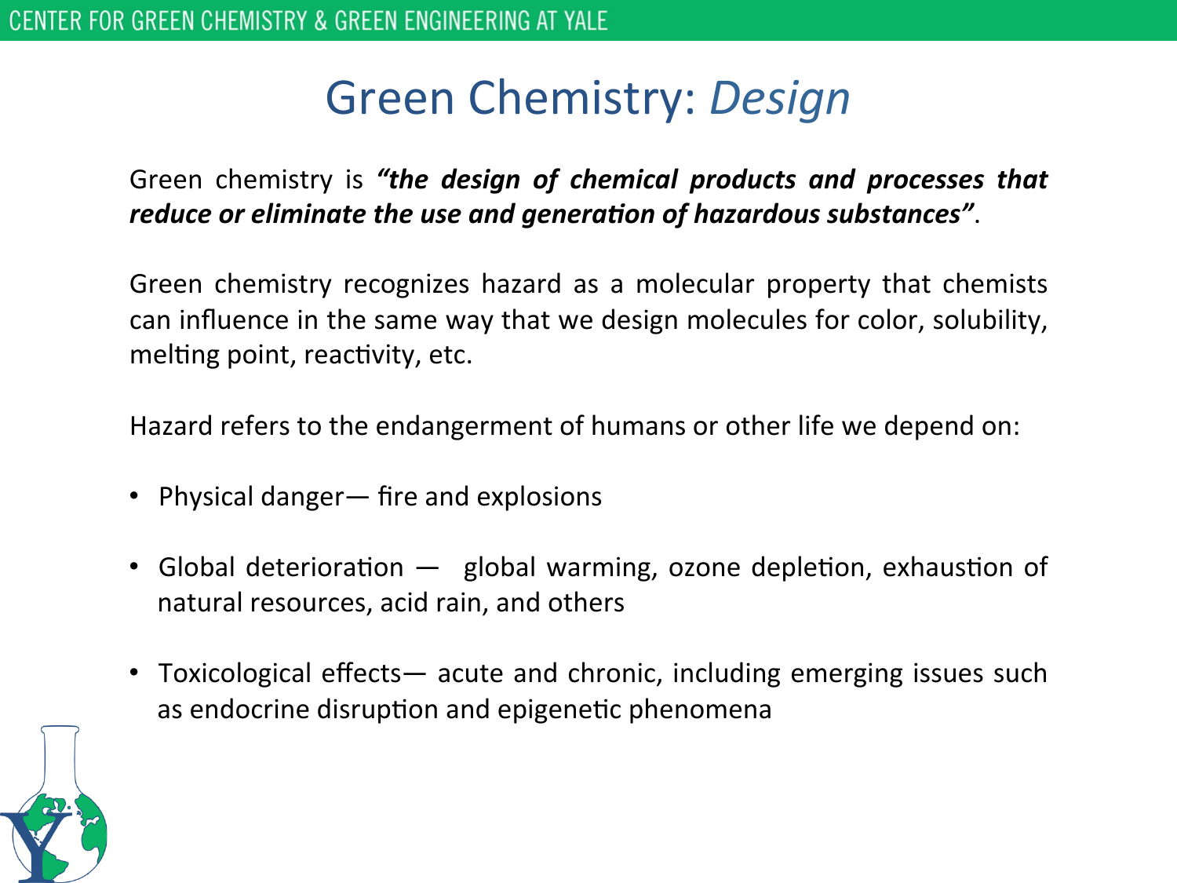# Green Chemistry: *Design*

Green chemistry is ***"the design of chemical products and processes that reduce or eliminate the use and generation of hazardous substances"***.

Green chemistry recognizes hazard as a molecular property that chemists can influence in the same way that we design molecules for color, solubility, melting point, reactivity, etc.

Hazard refers to the endangerment of humans or other life we depend on:

- Physical danger— fire and explosions
- Global deterioration — global warming, ozone depletion, exhaustion of natural resources, acid rain, and others
- Toxicological effects— acute and chronic, including emerging issues such as endocrine disruption and epigenetic phenomena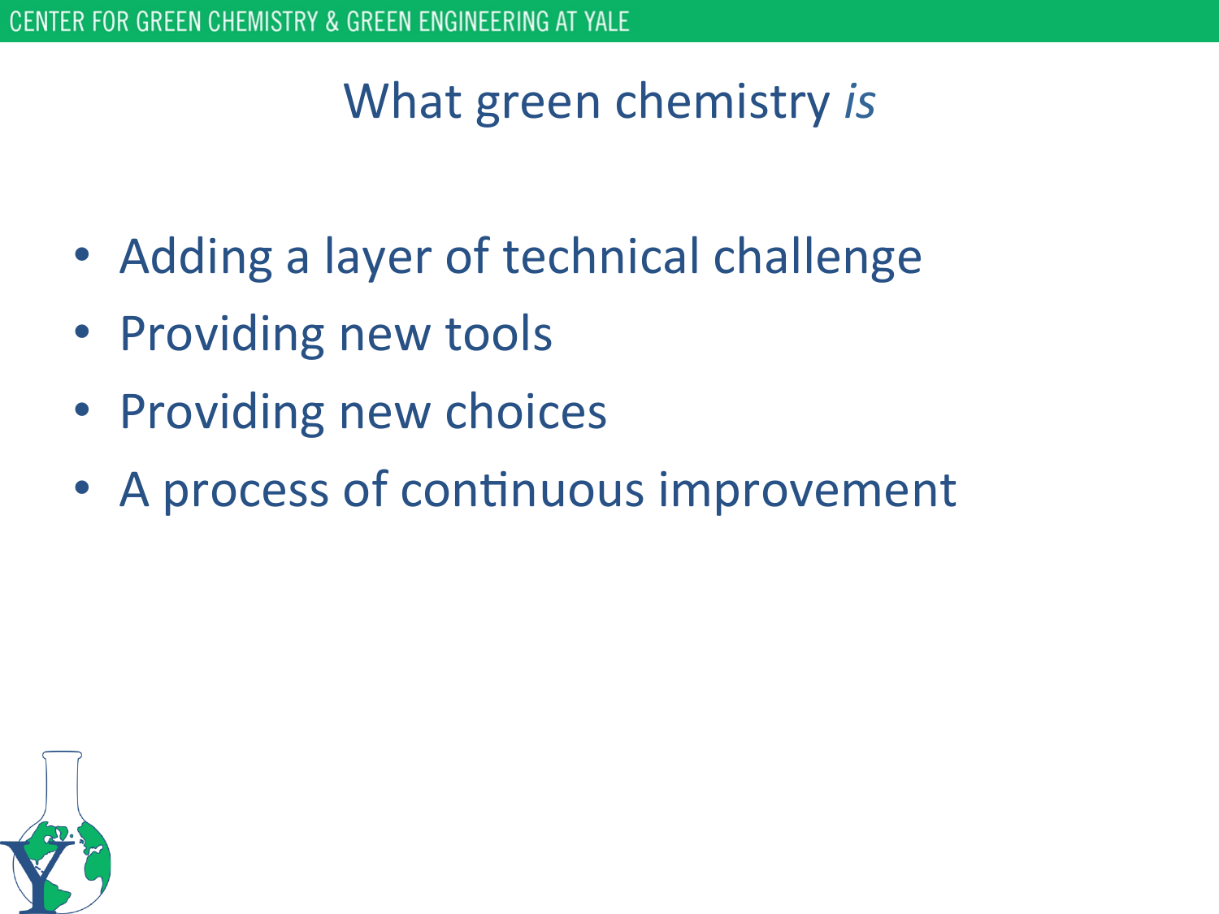# What green chemistry *is*

- Adding a layer of technical challenge
- Providing new tools
- Providing new choices
- A process of continuous improvement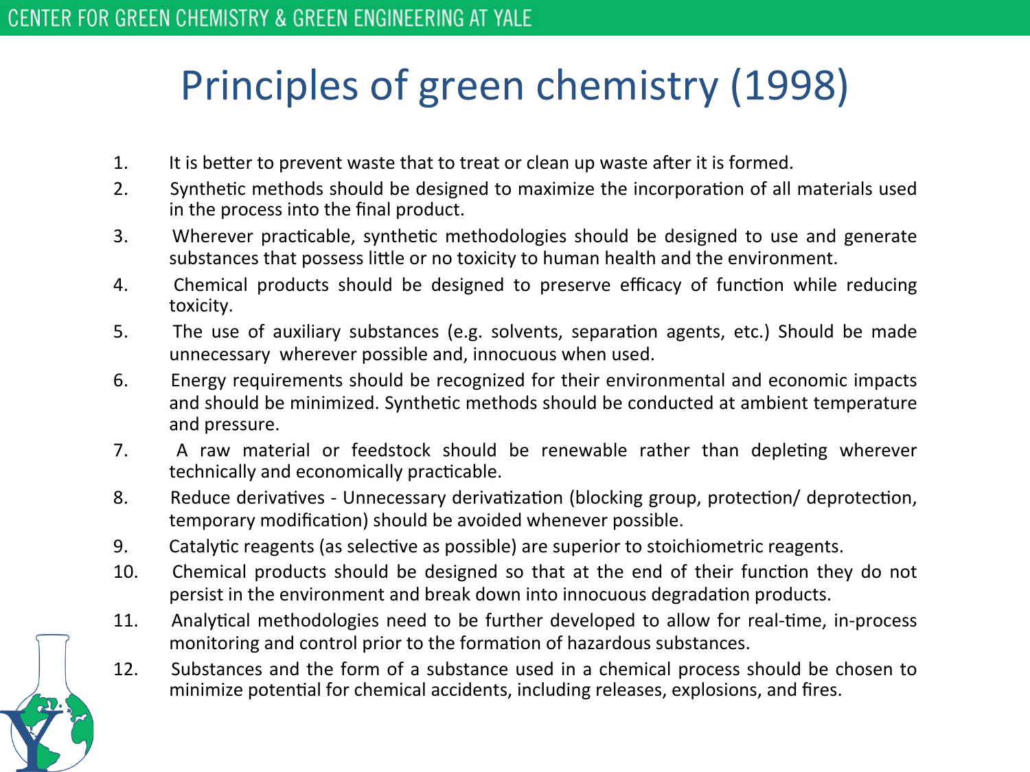# Principles of green chemistry (1998)

1. It is better to prevent waste that to treat or clean up waste after it is formed.
2. Synthetic methods should be designed to maximize the incorporation of all materials used in the process into the final product.
3. Wherever practicable, synthetic methodologies should be designed to use and generate substances that possess little or no toxicity to human health and the environment.
4. Chemical products should be designed to preserve efficacy of function while reducing toxicity.
5. The use of auxiliary substances (e.g. solvents, separation agents, etc.) Should be made unnecessary wherever possible and, innocuous when used.
6. Energy requirements should be recognized for their environmental and economic impacts and should be minimized. Synthetic methods should be conducted at ambient temperature and pressure.
7. A raw material or feedstock should be renewable rather than depleting wherever technically and economically practicable.
8. Reduce derivatives - Unnecessary derivatization (blocking group, protection/ deprotection, temporary modification) should be avoided whenever possible.
9. Catalytic reagents (as selective as possible) are superior to stoichiometric reagents.
10. Chemical products should be designed so that at the end of their function they do not persist in the environment and break down into innocuous degradation products.
11. Analytical methodologies need to be further developed to allow for real-time, in-process monitoring and control prior to the formation of hazardous substances.
12. Substances and the form of a substance used in a chemical process should be chosen to minimize potential for chemical accidents, including releases, explosions, and fires.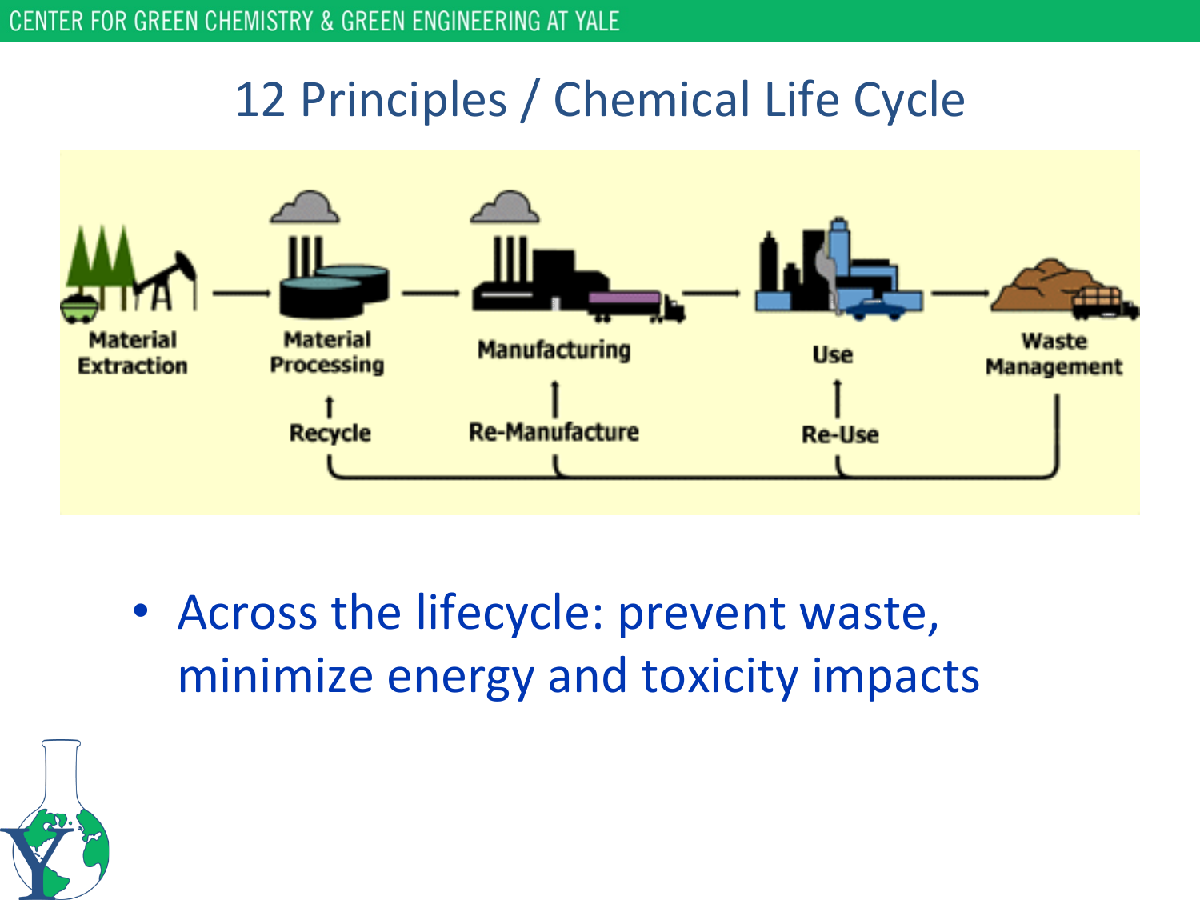# 12 Principles / Chemical Life Cycle

Material Extraction

Material Processing

Manufacturing

Use

Waste Management

Recycle

Re-Manufacture

Re-Use

- Across the lifecycle: prevent waste, minimize energy and toxicity impacts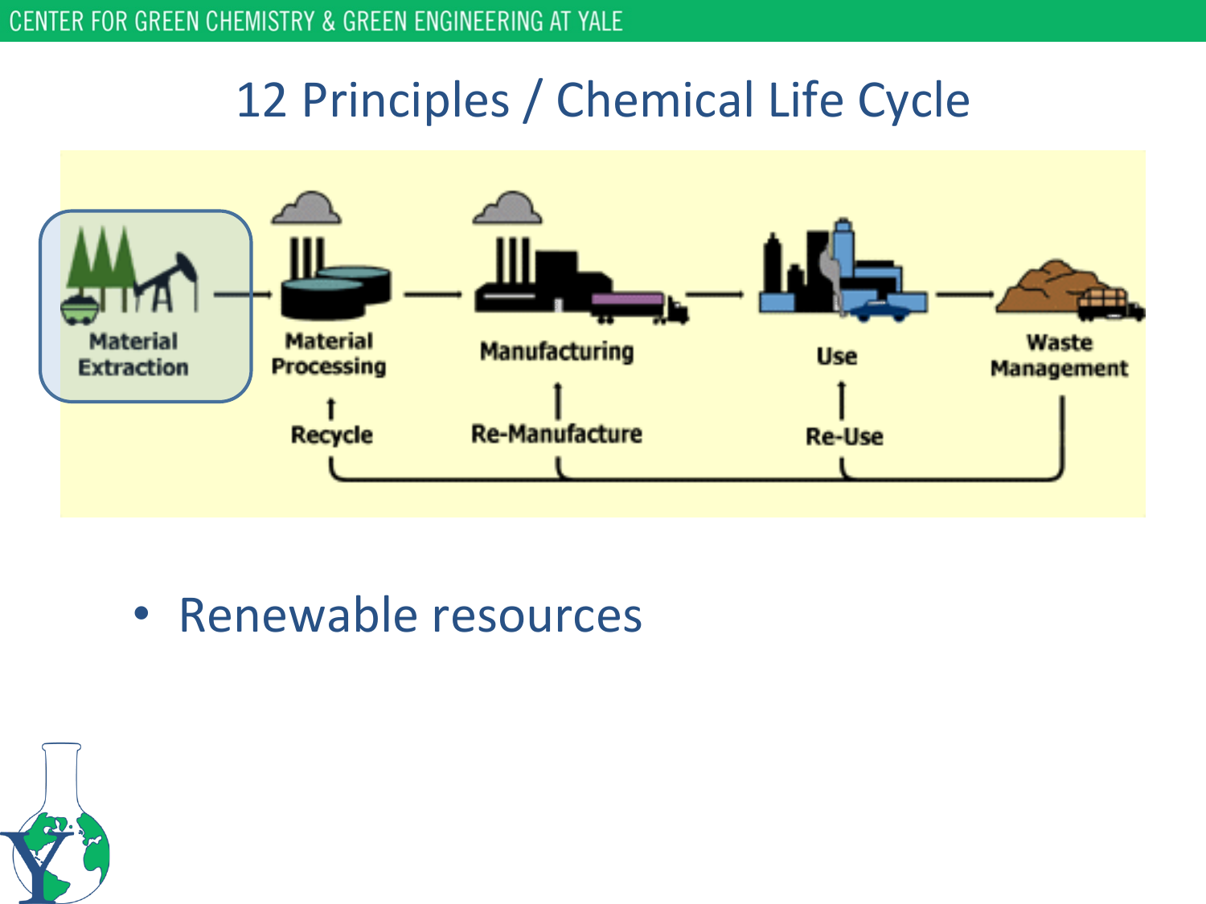# 12 Principles / Chemical Life Cycle

Material Extraction

Material Processing

Manufacturing

Use

Waste Management

Recycle

Re-Manufacture

Re-Use

- Renewable resources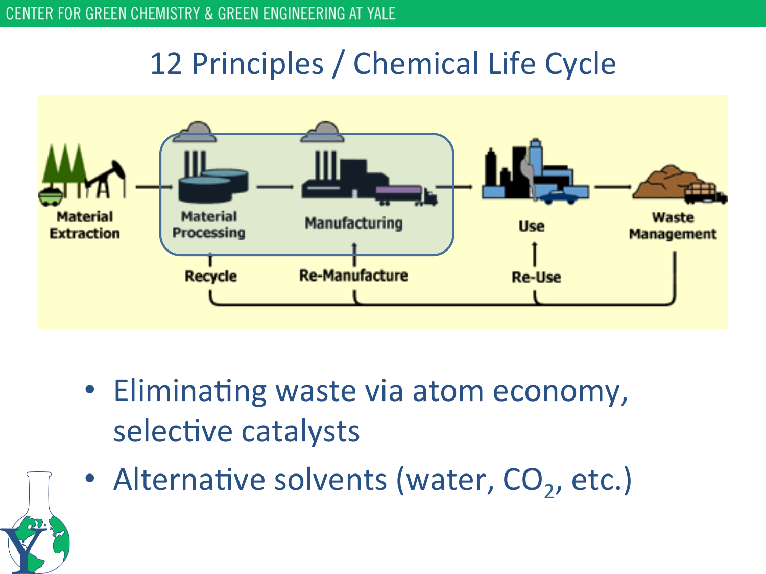# 12 Principles / Chemical Life Cycle

Material Extraction

Material Processing

Manufacturing

Use

Waste Management

Recycle

Re-Manufacture

Re-Use

- Eliminating waste via atom economy, selective catalysts
- Alternative solvents (water, $CO_2$, etc.)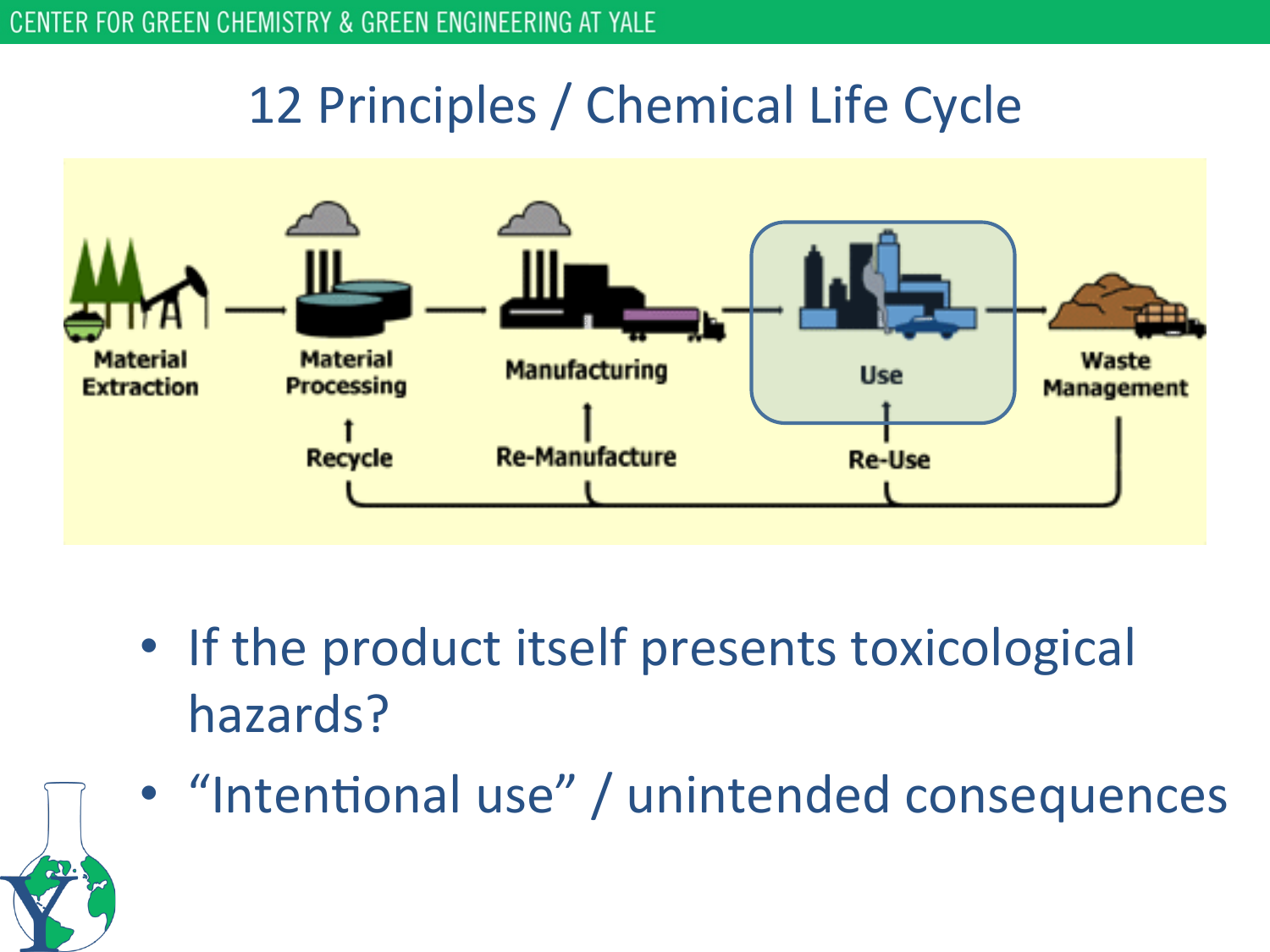# 12 Principles / Chemical Life Cycle

Material Extraction

Material Processing

Manufacturing

Use

Waste Management

Recycle

Re-Manufacture

Re-Use

- If the product itself presents toxicological hazards?
- "Intentional use" / unintended consequences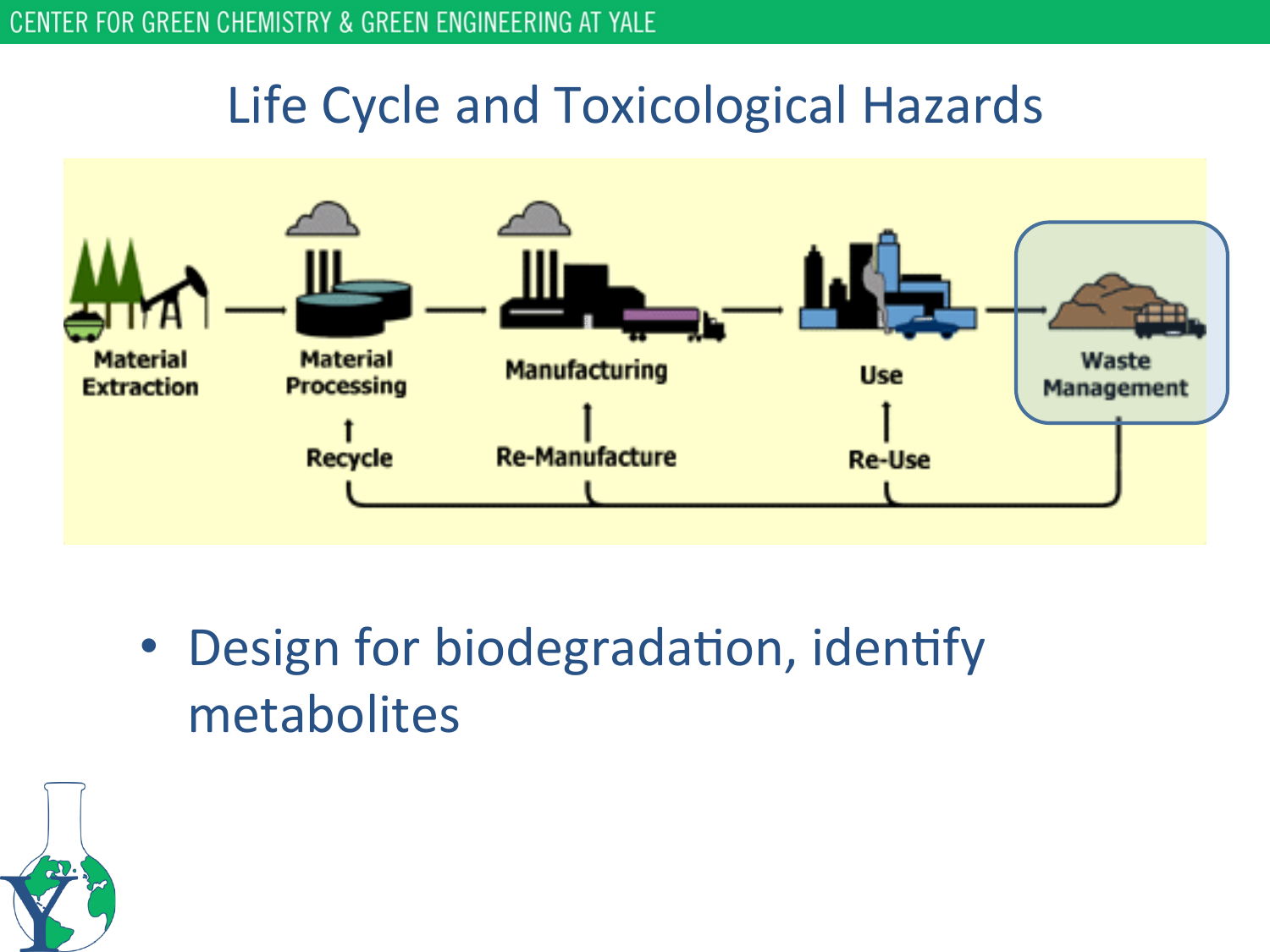# Life Cycle and Toxicological Hazards

Material Extraction

Material Processing

Manufacturing

Use

Waste Management

Recycle

Re-Manufacture

Re-Use

- Design for biodegradation, identify metabolites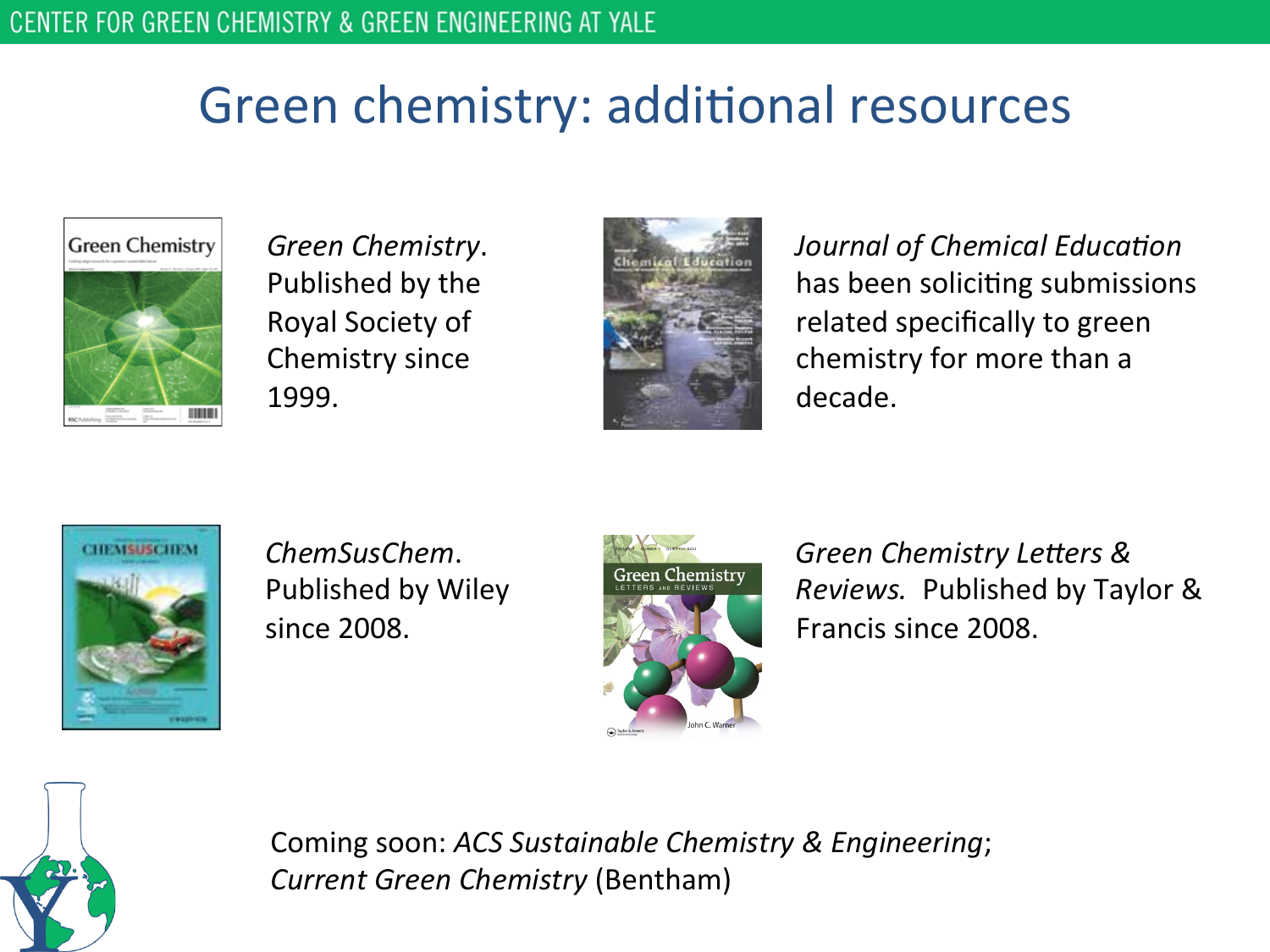# Green chemistry: additional resources

*Green Chemistry*. Published by the Royal Society of Chemistry since 1999.

*Journal of Chemical Education* has been soliciting submissions related specifically to green chemistry for more than a decade.

*ChemSusChem*. Published by Wiley since 2008.

*Green Chemistry Letters & Reviews.* Published by Taylor & Francis since 2008.

Coming soon: *ACS Sustainable Chemistry & Engineering*; *Current Green Chemistry* (Bentham)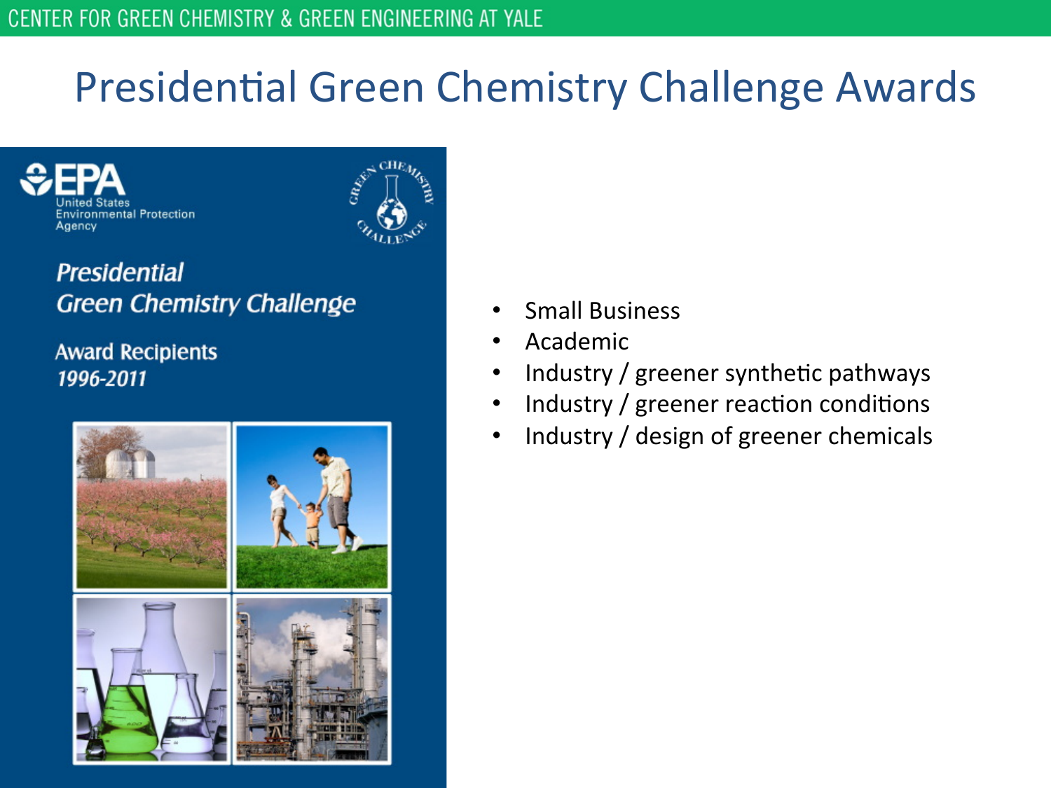# Presidential Green Chemistry Challenge Awards

- Small Business
- Academic
- Industry / greener synthetic pathways
- Industry / greener reaction conditions
- Industry / design of greener chemicals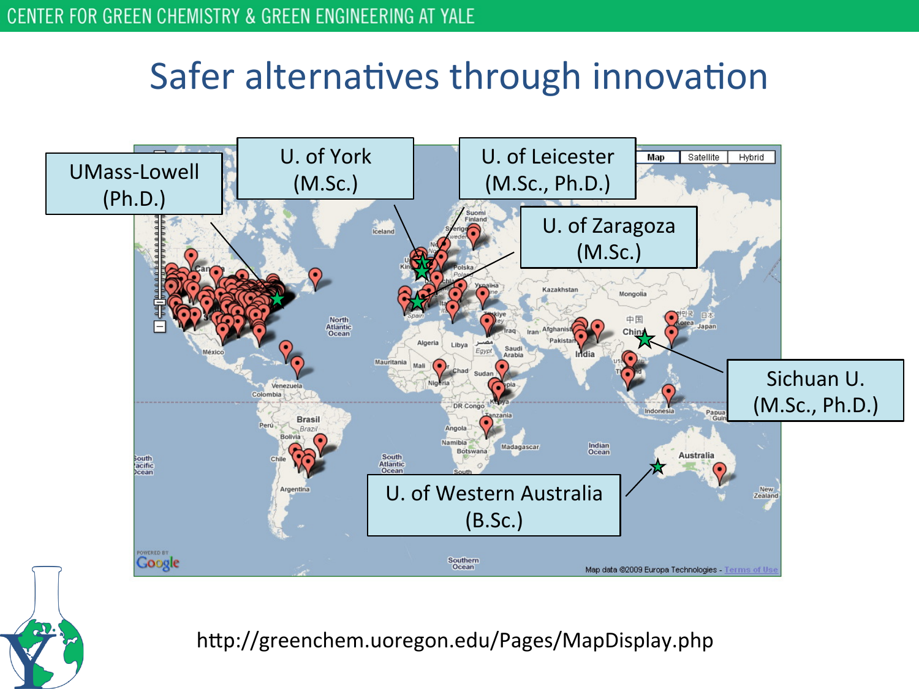# Safer alternatives through innovation

UMass-Lowell (Ph.D.)

U. of York (M.Sc.)

U. of Leicester (M.Sc., Ph.D.)

U. of Zaragoza (M.Sc.)

Sichuan U. (M.Sc., Ph.D.)

U. of Western Australia (B.Sc.)

http://greenchem.uoregon.edu/Pages/MapDisplay.php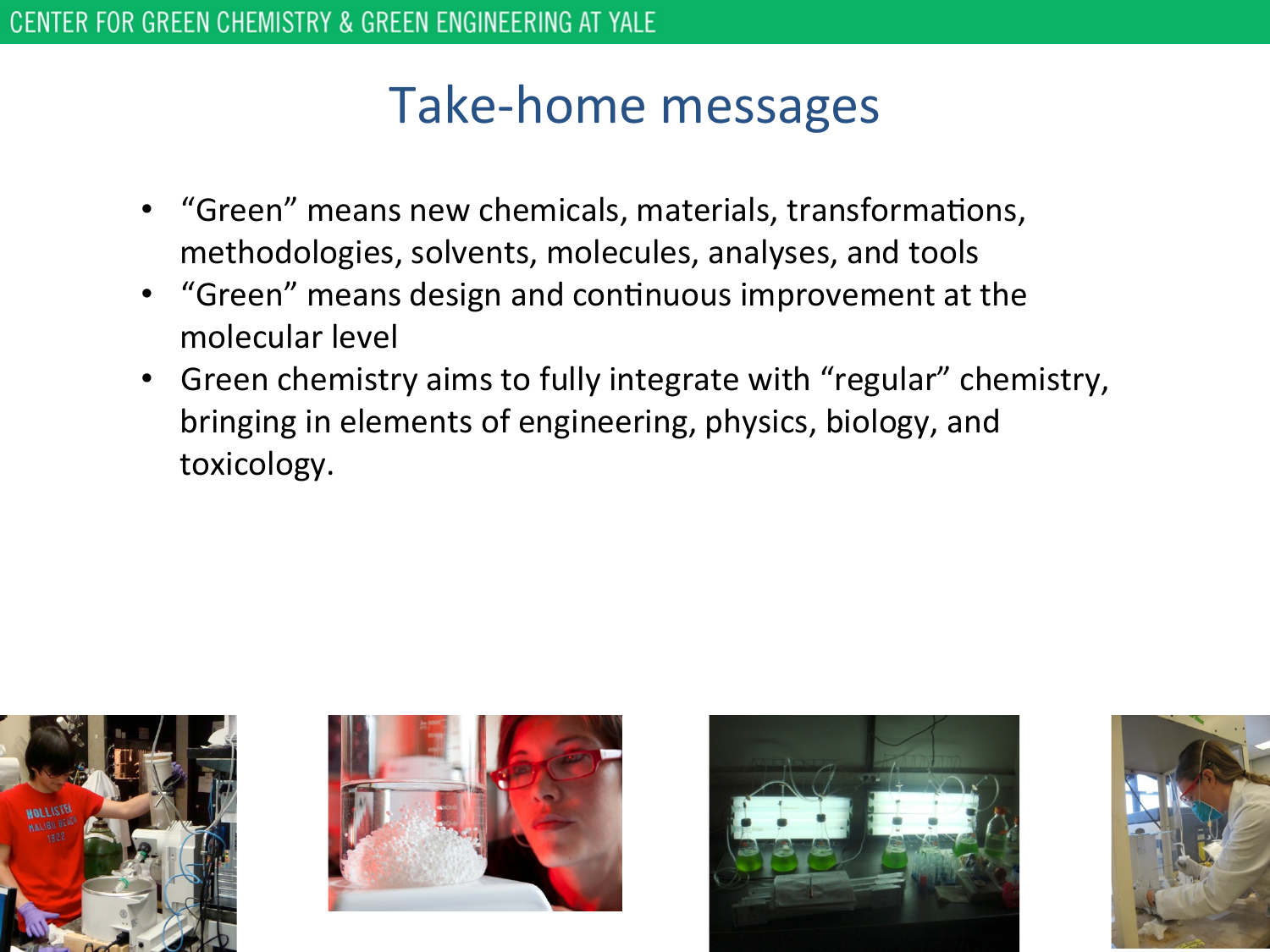# Take-home messages

- "Green" means new chemicals, materials, transformations, methodologies, solvents, molecules, analyses, and tools
- "Green" means design and continuous improvement at the molecular level
- Green chemistry aims to fully integrate with "regular" chemistry, bringing in elements of engineering, physics, biology, and toxicology.